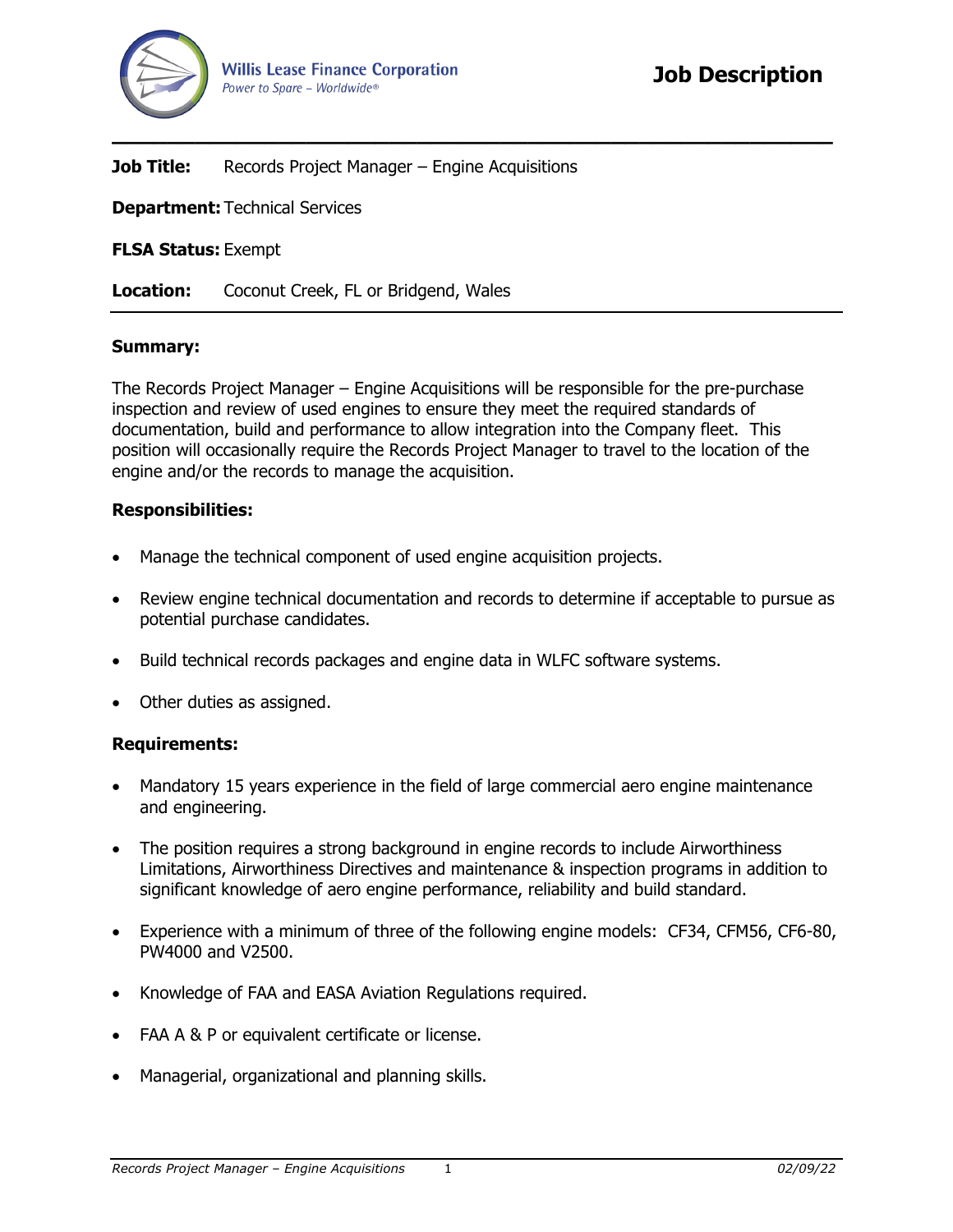**Willis Lease Finance Corporation**
*Power to Spare – Worldwide®*

# Job Description

**Job Title:** Records Project Manager – Engine Acquisitions

**Department:** Technical Services

**FLSA Status:** Exempt

**Location:** Coconut Creek, FL or Bridgend, Wales

## Summary:

The Records Project Manager – Engine Acquisitions will be responsible for the pre-purchase inspection and review of used engines to ensure they meet the required standards of documentation, build and performance to allow integration into the Company fleet. This position will occasionally require the Records Project Manager to travel to the location of the engine and/or the records to manage the acquisition.

## Responsibilities:

- Manage the technical component of used engine acquisition projects.
- Review engine technical documentation and records to determine if acceptable to pursue as potential purchase candidates.
- Build technical records packages and engine data in WLFC software systems.
- Other duties as assigned.

## Requirements:

- Mandatory 15 years experience in the field of large commercial aero engine maintenance and engineering.
- The position requires a strong background in engine records to include Airworthiness Limitations, Airworthiness Directives and maintenance & inspection programs in addition to significant knowledge of aero engine performance, reliability and build standard.
- Experience with a minimum of three of the following engine models: CF34, CFM56, CF6-80, PW4000 and V2500.
- Knowledge of FAA and EASA Aviation Regulations required.
- FAA A & P or equivalent certificate or license.
- Managerial, organizational and planning skills.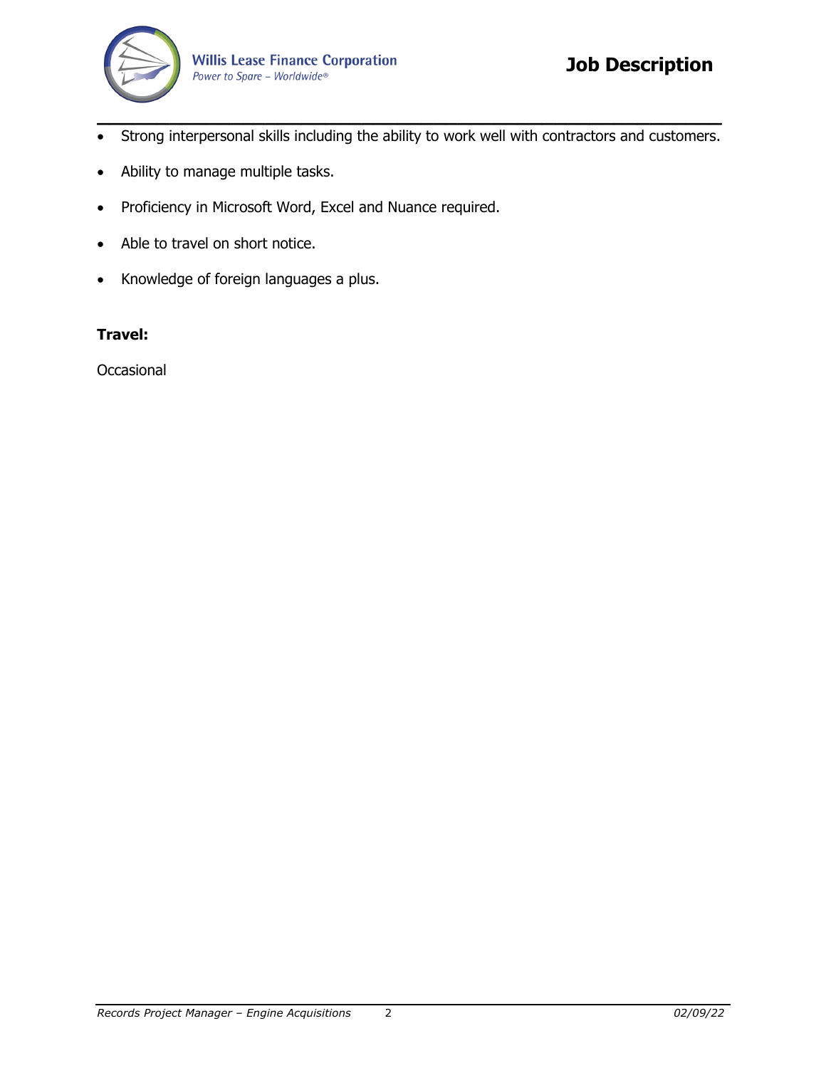- Strong interpersonal skills including the ability to work well with contractors and customers.
- Ability to manage multiple tasks.
- Proficiency in Microsoft Word, Excel and Nuance required.
- Able to travel on short notice.
- Knowledge of foreign languages a plus.

**Travel:**

Occasional